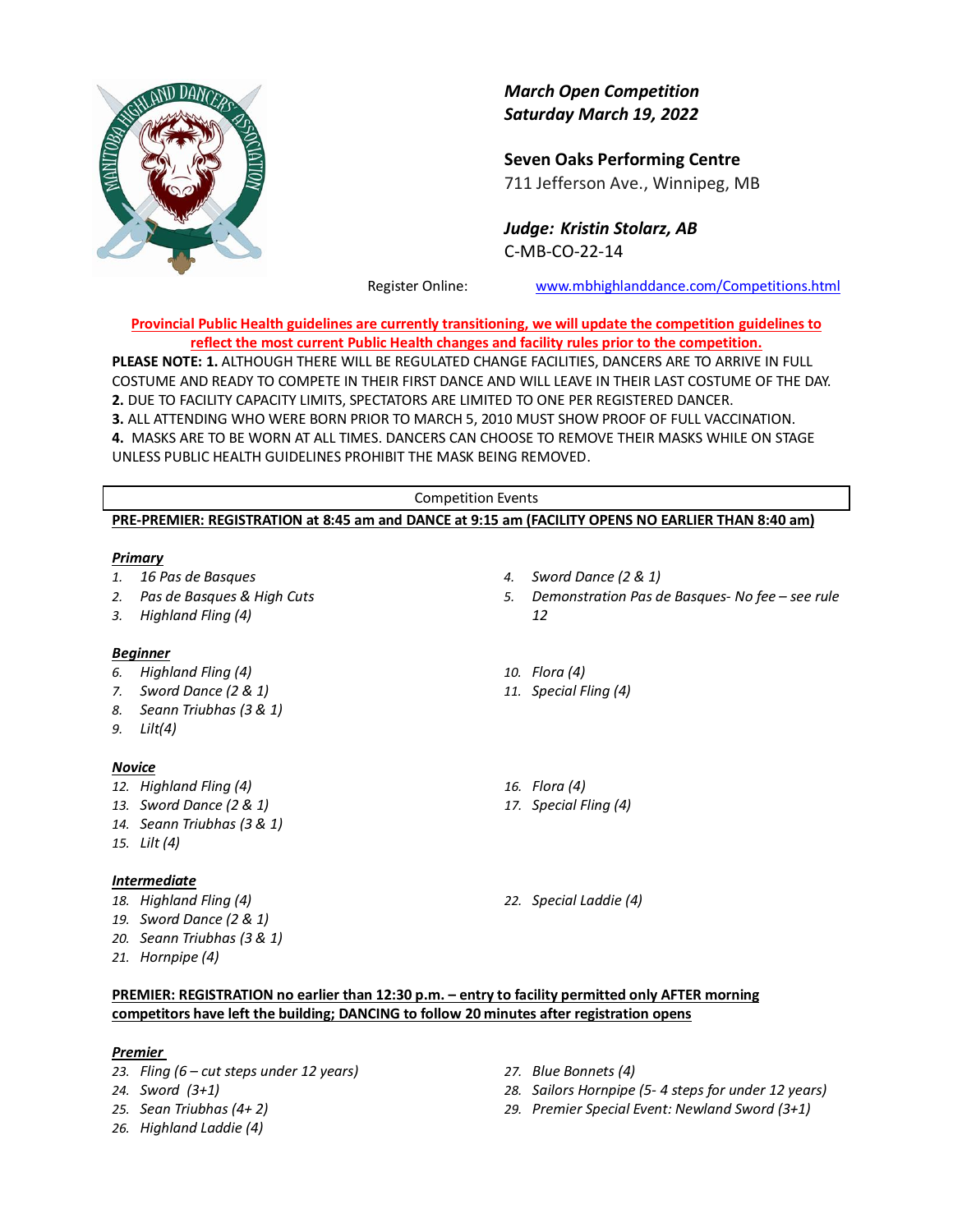*March Open Competition*
*Saturday March 19, 2022*

**Seven Oaks Performing Centre**
711 Jefferson Ave., Winnipeg, MB

***Judge: Kristin Stolarz, AB***
C-MB-CO-22-14

Register Online: www.mbhighlanddance.com/Competitions.html

**Provincial Public Health guidelines are currently transitioning, we will update the competition guidelines to reflect the most current Public Health changes and facility rules prior to the competition.**

**PLEASE NOTE: 1.** ALTHOUGH THERE WILL BE REGULATED CHANGE FACILITIES, DANCERS ARE TO ARRIVE IN FULL COSTUME AND READY TO COMPETE IN THEIR FIRST DANCE AND WILL LEAVE IN THEIR LAST COSTUME OF THE DAY.
**2.** DUE TO FACILITY CAPACITY LIMITS, SPECTATORS ARE LIMITED TO ONE PER REGISTERED DANCER.
**3.** ALL ATTENDING WHO WERE BORN PRIOR TO MARCH 5, 2010 MUST SHOW PROOF OF FULL VACCINATION.
**4.** MASKS ARE TO BE WORN AT ALL TIMES. DANCERS CAN CHOOSE TO REMOVE THEIR MASKS WHILE ON STAGE UNLESS PUBLIC HEALTH GUIDELINES PROHIBIT THE MASK BEING REMOVED.

Competition Events

**PRE-PREMIER: REGISTRATION at 8:45 am and DANCE at 9:15 am (FACILITY OPENS NO EARLIER THAN 8:40 am)**

***Primary***

1. *16 Pas de Basques*
2. *Pas de Basques & High Cuts*
3. *Highland Fling (4)*
4. *Sword Dance (2 & 1)*
5. *Demonstration Pas de Basques- No fee – see rule 12*

***Beginner***

6. *Highland Fling (4)*
7. *Sword Dance (2 & 1)*
8. *Seann Triubhas (3 & 1)*
9. *Lilt(4)*
10. *Flora (4)*
11. *Special Fling (4)*

***Novice***

12. *Highland Fling (4)*
13. *Sword Dance (2 & 1)*
14. *Seann Triubhas (3 & 1)*
15. *Lilt (4)*
16. *Flora (4)*
17. *Special Fling (4)*

***Intermediate***

18. *Highland Fling (4)*
19. *Sword Dance (2 & 1)*
20. *Seann Triubhas (3 & 1)*
21. *Hornpipe (4)*
22. *Special Laddie (4)*

**PREMIER: REGISTRATION no earlier than 12:30 p.m. – entry to facility permitted only AFTER morning competitors have left the building; DANCING to follow 20 minutes after registration opens**

***Premier***

23. *Fling (6 – cut steps under 12 years)*
24. *Sword (3+1)*
25. *Sean Triubhas (4+ 2)*
26. *Highland Laddie (4)*
27. *Blue Bonnets (4)*
28. *Sailors Hornpipe (5- 4 steps for under 12 years)*
29. *Premier Special Event: Newland Sword (3+1)*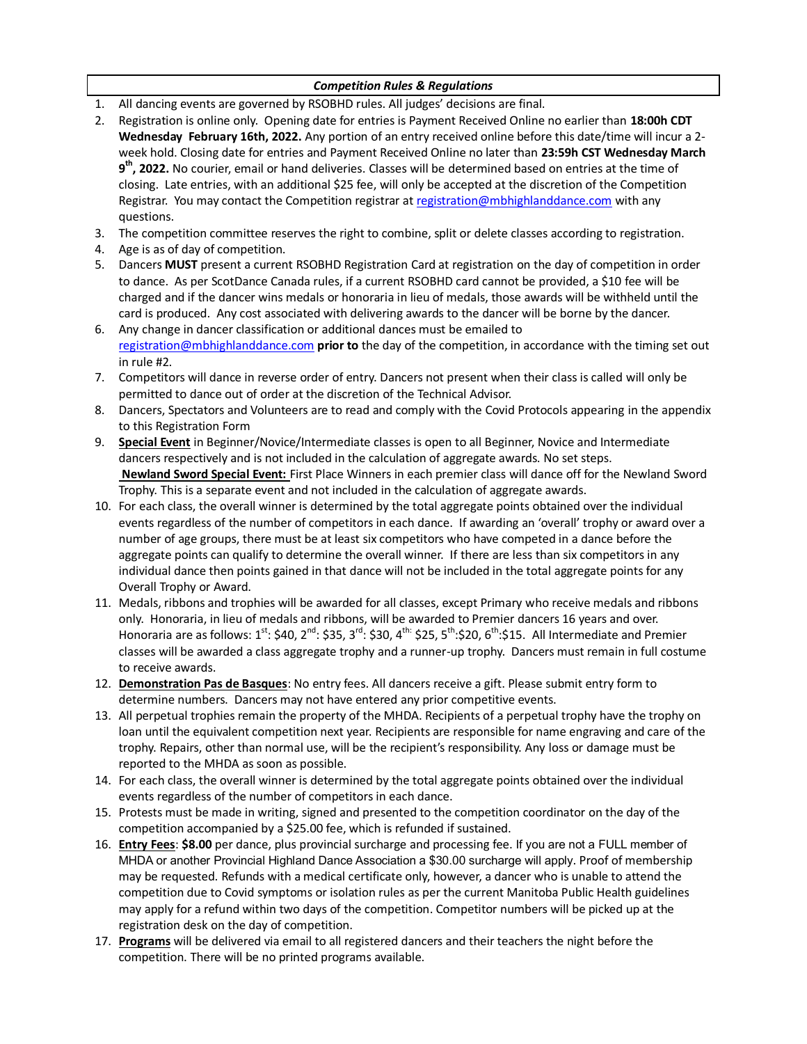***Competition Rules & Regulations***

1. All dancing events are governed by RSOBHD rules. All judges' decisions are final.
2. Registration is online only. Opening date for entries is Payment Received Online no earlier than **18:00h CDT Wednesday February 16th, 2022.** Any portion of an entry received online before this date/time will incur a 2-week hold. Closing date for entries and Payment Received Online no later than **23:59h CST Wednesday March 9th, 2022.** No courier, email or hand deliveries. Classes will be determined based on entries at the time of closing. Late entries, with an additional $25 fee, will only be accepted at the discretion of the Competition Registrar. You may contact the Competition registrar at registration@mbhighlanddance.com with any questions.
3. The competition committee reserves the right to combine, split or delete classes according to registration.
4. Age is as of day of competition.
5. Dancers **MUST** present a current RSOBHD Registration Card at registration on the day of competition in order to dance. As per ScotDance Canada rules, if a current RSOBHD card cannot be provided, a $10 fee will be charged and if the dancer wins medals or honoraria in lieu of medals, those awards will be withheld until the card is produced. Any cost associated with delivering awards to the dancer will be borne by the dancer.
6. Any change in dancer classification or additional dances must be emailed to registration@mbhighlanddance.com **prior to** the day of the competition, in accordance with the timing set out in rule #2.
7. Competitors will dance in reverse order of entry. Dancers not present when their class is called will only be permitted to dance out of order at the discretion of the Technical Advisor.
8. Dancers, Spectators and Volunteers are to read and comply with the Covid Protocols appearing in the appendix to this Registration Form
9. **Special Event** in Beginner/Novice/Intermediate classes is open to all Beginner, Novice and Intermediate dancers respectively and is not included in the calculation of aggregate awards. No set steps. **Newland Sword Special Event:** First Place Winners in each premier class will dance off for the Newland Sword Trophy. This is a separate event and not included in the calculation of aggregate awards.
10. For each class, the overall winner is determined by the total aggregate points obtained over the individual events regardless of the number of competitors in each dance. If awarding an 'overall' trophy or award over a number of age groups, there must be at least six competitors who have competed in a dance before the aggregate points can qualify to determine the overall winner. If there are less than six competitors in any individual dance then points gained in that dance will not be included in the total aggregate points for any Overall Trophy or Award.
11. Medals, ribbons and trophies will be awarded for all classes, except Primary who receive medals and ribbons only. Honoraria, in lieu of medals and ribbons, will be awarded to Premier dancers 16 years and over. Honoraria are as follows: 1st: $40, 2nd: $35, 3rd: $30, 4th: $25, 5th: $20, 6th: $15. All Intermediate and Premier classes will be awarded a class aggregate trophy and a runner-up trophy. Dancers must remain in full costume to receive awards.
12. **Demonstration Pas de Basques**: No entry fees. All dancers receive a gift. Please submit entry form to determine numbers. Dancers may not have entered any prior competitive events.
13. All perpetual trophies remain the property of the MHDA. Recipients of a perpetual trophy have the trophy on loan until the equivalent competition next year. Recipients are responsible for name engraving and care of the trophy. Repairs, other than normal use, will be the recipient's responsibility. Any loss or damage must be reported to the MHDA as soon as possible.
14. For each class, the overall winner is determined by the total aggregate points obtained over the individual events regardless of the number of competitors in each dance.
15. Protests must be made in writing, signed and presented to the competition coordinator on the day of the competition accompanied by a $25.00 fee, which is refunded if sustained.
16. **Entry Fees**: **$8.00** per dance, plus provincial surcharge and processing fee. If you are not a FULL member of MHDA or another Provincial Highland Dance Association a $30.00 surcharge will apply. Proof of membership may be requested. Refunds with a medical certificate only, however, a dancer who is unable to attend the competition due to Covid symptoms or isolation rules as per the current Manitoba Public Health guidelines may apply for a refund within two days of the competition. Competitor numbers will be picked up at the registration desk on the day of competition.
17. **Programs** will be delivered via email to all registered dancers and their teachers the night before the competition. There will be no printed programs available.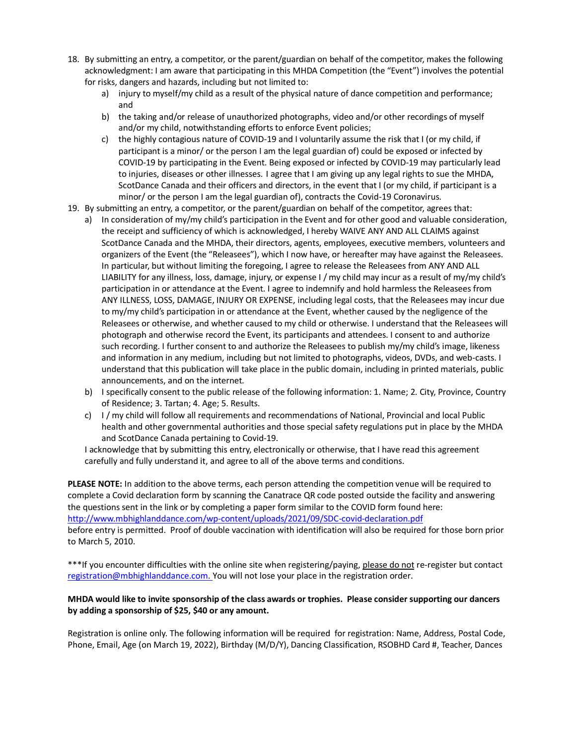18. By submitting an entry, a competitor, or the parent/guardian on behalf of the competitor, makes the following acknowledgment: I am aware that participating in this MHDA Competition (the "Event") involves the potential for risks, dangers and hazards, including but not limited to:
    a) injury to myself/my child as a result of the physical nature of dance competition and performance; and
    b) the taking and/or release of unauthorized photographs, video and/or other recordings of myself and/or my child, notwithstanding efforts to enforce Event policies;
    c) the highly contagious nature of COVID-19 and I voluntarily assume the risk that I (or my child, if participant is a minor/ or the person I am the legal guardian of) could be exposed or infected by COVID-19 by participating in the Event. Being exposed or infected by COVID-19 may particularly lead to injuries, diseases or other illnesses. I agree that I am giving up any legal rights to sue the MHDA, ScotDance Canada and their officers and directors, in the event that I (or my child, if participant is a minor/ or the person I am the legal guardian of), contracts the Covid-19 Coronavirus.
19. By submitting an entry, a competitor, or the parent/guardian on behalf of the competitor, agrees that:
    a) In consideration of my/my child's participation in the Event and for other good and valuable consideration, the receipt and sufficiency of which is acknowledged, I hereby WAIVE ANY AND ALL CLAIMS against ScotDance Canada and the MHDA, their directors, agents, employees, executive members, volunteers and organizers of the Event (the "Releasees"), which I now have, or hereafter may have against the Releasees. In particular, but without limiting the foregoing, I agree to release the Releasees from ANY AND ALL LIABILITY for any illness, loss, damage, injury, or expense I / my child may incur as a result of my/my child's participation in or attendance at the Event. I agree to indemnify and hold harmless the Releasees from ANY ILLNESS, LOSS, DAMAGE, INJURY OR EXPENSE, including legal costs, that the Releasees may incur due to my/my child's participation in or attendance at the Event, whether caused by the negligence of the Releasees or otherwise, and whether caused to my child or otherwise. I understand that the Releasees will photograph and otherwise record the Event, its participants and attendees. I consent to and authorize such recording. I further consent to and authorize the Releasees to publish my/my child's image, likeness and information in any medium, including but not limited to photographs, videos, DVDs, and web-casts. I understand that this publication will take place in the public domain, including in printed materials, public announcements, and on the internet.
    b) I specifically consent to the public release of the following information: 1. Name; 2. City, Province, Country of Residence; 3. Tartan; 4. Age; 5. Results.
    c) I / my child will follow all requirements and recommendations of National, Provincial and local Public health and other governmental authorities and those special safety regulations put in place by the MHDA and ScotDance Canada pertaining to Covid-19.

    I acknowledge that by submitting this entry, electronically or otherwise, that I have read this agreement carefully and fully understand it, and agree to all of the above terms and conditions.

**PLEASE NOTE:** In addition to the above terms, each person attending the competition venue will be required to complete a Covid declaration form by scanning the Canatrace QR code posted outside the facility and answering the questions sent in the link or by completing a paper form similar to the COVID form found here: http://www.mbhighlanddance.com/wp-content/uploads/2021/09/SDC-covid-declaration.pdf before entry is permitted. Proof of double vaccination with identification will also be required for those born prior to March 5, 2010.

***If you encounter difficulties with the online site when registering/paying, please do not re-register but contact registration@mbhighlanddance.com. You will not lose your place in the registration order.

**MHDA would like to invite sponsorship of the class awards or trophies. Please consider supporting our dancers by adding a sponsorship of $25, $40 or any amount.**

Registration is online only. The following information will be required for registration: Name, Address, Postal Code, Phone, Email, Age (on March 19, 2022), Birthday (M/D/Y), Dancing Classification, RSOBHD Card #, Teacher, Dances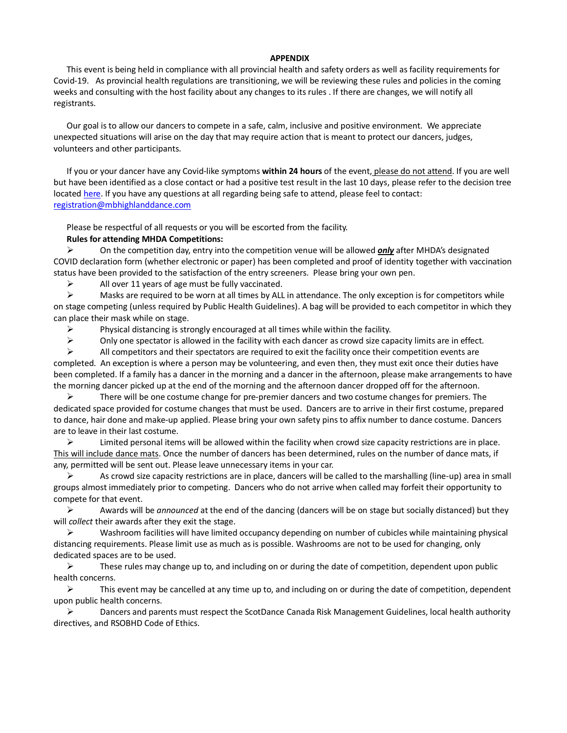**APPENDIX**

This event is being held in compliance with all provincial health and safety orders as well as facility requirements for Covid-19. As provincial health regulations are transitioning, we will be reviewing these rules and policies in the coming weeks and consulting with the host facility about any changes to its rules . If there are changes, we will notify all registrants.

Our goal is to allow our dancers to compete in a safe, calm, inclusive and positive environment. We appreciate unexpected situations will arise on the day that may require action that is meant to protect our dancers, judges, volunteers and other participants.

If you or your dancer have any Covid-like symptoms **within 24 hours** of the event, please do not attend. If you are well but have been identified as a close contact or had a positive test result in the last 10 days, please refer to the decision tree located here. If you have any questions at all regarding being safe to attend, please feel to contact: registration@mbhighlanddance.com

Please be respectful of all requests or you will be escorted from the facility.

**Rules for attending MHDA Competitions:**

- On the competition day, entry into the competition venue will be allowed ***only*** after MHDA's designated COVID declaration form (whether electronic or paper) has been completed and proof of identity together with vaccination status have been provided to the satisfaction of the entry screeners. Please bring your own pen.
- All over 11 years of age must be fully vaccinated.
- Masks are required to be worn at all times by ALL in attendance. The only exception is for competitors while on stage competing (unless required by Public Health Guidelines). A bag will be provided to each competitor in which they can place their mask while on stage.
- Physical distancing is strongly encouraged at all times while within the facility.
- Only one spectator is allowed in the facility with each dancer as crowd size capacity limits are in effect.
- All competitors and their spectators are required to exit the facility once their competition events are completed. An exception is where a person may be volunteering, and even then, they must exit once their duties have been completed. If a family has a dancer in the morning and a dancer in the afternoon, please make arrangements to have the morning dancer picked up at the end of the morning and the afternoon dancer dropped off for the afternoon.
- There will be one costume change for pre-premier dancers and two costume changes for premiers. The dedicated space provided for costume changes that must be used. Dancers are to arrive in their first costume, prepared to dance, hair done and make-up applied. Please bring your own safety pins to affix number to dance costume. Dancers are to leave in their last costume.
- Limited personal items will be allowed within the facility when crowd size capacity restrictions are in place. This will include dance mats. Once the number of dancers has been determined, rules on the number of dance mats, if any, permitted will be sent out. Please leave unnecessary items in your car.
- As crowd size capacity restrictions are in place, dancers will be called to the marshalling (line-up) area in small groups almost immediately prior to competing. Dancers who do not arrive when called may forfeit their opportunity to compete for that event.
- Awards will be *announced* at the end of the dancing (dancers will be on stage but socially distanced) but they will *collect* their awards after they exit the stage.
- Washroom facilities will have limited occupancy depending on number of cubicles while maintaining physical distancing requirements. Please limit use as much as is possible. Washrooms are not to be used for changing, only dedicated spaces are to be used.
- These rules may change up to, and including on or during the date of competition, dependent upon public health concerns.
- This event may be cancelled at any time up to, and including on or during the date of competition, dependent upon public health concerns.
- Dancers and parents must respect the ScotDance Canada Risk Management Guidelines, local health authority directives, and RSOBHD Code of Ethics.